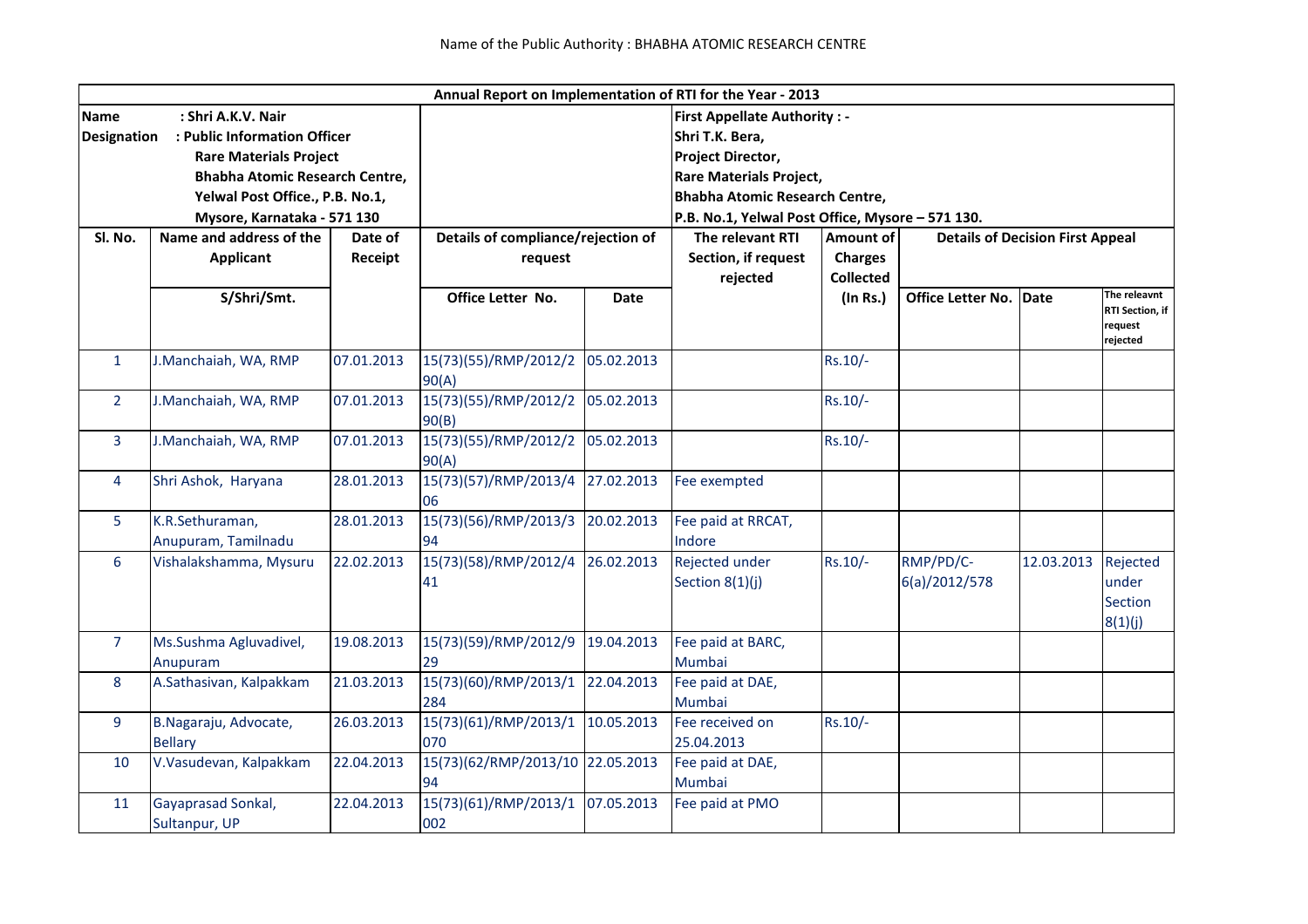Name of the Public Authority : BHABHA ATOMIC RESEARCH CENTRE

**Annual Report on Implementation of RTI for the Year - 2013**

**Name** : Shri A.K.V. Nair
**Designation** : Public Information Officer
Rare Materials Project
Bhabha Atomic Research Centre,
Yelwal Post Office., P.B. No.1,
Mysore, Karnataka - 571 130

**First Appellate Authority : -**
Shri T.K. Bera,
Project Director,
Rare Materials Project,
Bhabha Atomic Research Centre,
P.B. No.1, Yelwal Post Office, Mysore – 571 130.

| Sl. No. | Name and address of the Applicant | Date of Receipt | Details of compliance/rejection of request | | The relevant RTI Section, if request rejected | Amount of Charges Collected | Details of Decision First Appeal | | |
|---|---|---|---|---|---|---|---|---|---|
| | S/Shri/Smt. | | Office Letter No. | Date | | (In Rs.) | Office Letter No. | Date | The releavnt RTI Section, if request rejected |
| 1 | J.Manchaiah, WA, RMP | 07.01.2013 | 15(73)(55)/RMP/2012/290(A) | 05.02.2013 | | Rs.10/- | | | |
| 2 | J.Manchaiah, WA, RMP | 07.01.2013 | 15(73)(55)/RMP/2012/290(B) | 05.02.2013 | | Rs.10/- | | | |
| 3 | J.Manchaiah, WA, RMP | 07.01.2013 | 15(73)(55)/RMP/2012/290(A) | 05.02.2013 | | Rs.10/- | | | |
| 4 | Shri Ashok, Haryana | 28.01.2013 | 15(73)(57)/RMP/2013/406 | 27.02.2013 | Fee exempted | | | | |
| 5 | K.R.Sethuraman, Anupuram, Tamilnadu | 28.01.2013 | 15(73)(56)/RMP/2013/394 | 20.02.2013 | Fee paid at RRCAT, Indore | | | | |
| 6 | Vishalakshamma, Mysuru | 22.02.2013 | 15(73)(58)/RMP/2012/441 | 26.02.2013 | Rejected under Section 8(1)(j) | Rs.10/- | RMP/PD/C-6(a)/2012/578 | 12.03.2013 | Rejected under Section 8(1)(j) |
| 7 | Ms.Sushma Agluvadivel, Anupuram | 19.08.2013 | 15(73)(59)/RMP/2012/929 | 19.04.2013 | Fee paid at BARC, Mumbai | | | | |
| 8 | A.Sathasivan, Kalpakkam | 21.03.2013 | 15(73)(60)/RMP/2013/1284 | 22.04.2013 | Fee paid at DAE, Mumbai | | | | |
| 9 | B.Nagaraju, Advocate, Bellary | 26.03.2013 | 15(73)(61)/RMP/2013/1070 | 10.05.2013 | Fee received on 25.04.2013 | Rs.10/- | | | |
| 10 | V.Vasudevan, Kalpakkam | 22.04.2013 | 15(73)(62/RMP/2013/1094 | 22.05.2013 | Fee paid at DAE, Mumbai | | | | |
| 11 | Gayaprasad Sonkal, Sultanpur, UP | 22.04.2013 | 15(73)(61)/RMP/2013/1002 | 07.05.2013 | Fee paid at PMO | | | | |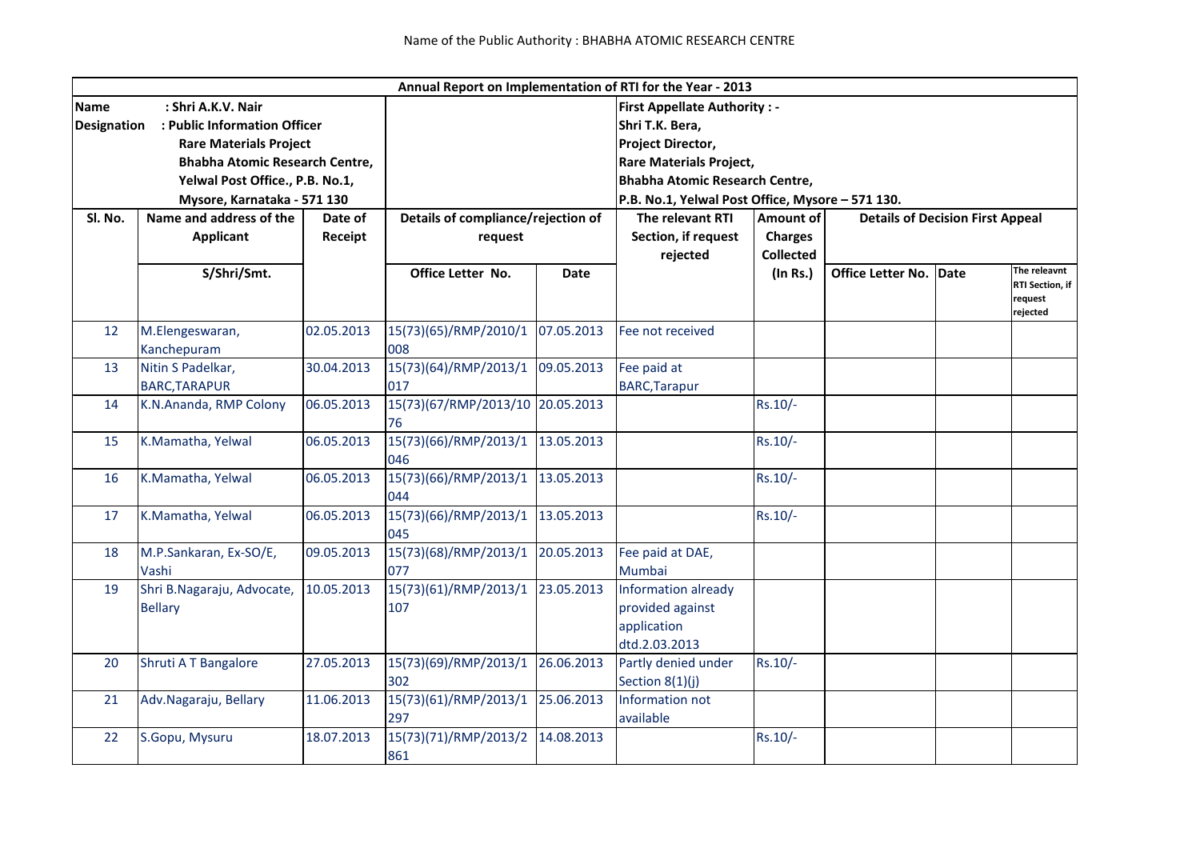Name of the Public Authority : BHABHA ATOMIC RESEARCH CENTRE

| Annual Report on Implementation of RTI for the Year - 2013 | | | | | | | | | |
|---|---|---|---|---|---|---|---|---|---|
| **Name** : Shri A.K.V. Nair<br>**Designation** : Public Information Officer<br>Rare Materials Project<br>Bhabha Atomic Research Centre,<br>Yelwal Post Office., P.B. No.1,<br>Mysore, Karnataka - 571 130 | | | | | **First Appellate Authority : -**<br>Shri T.K. Bera,<br>Project Director,<br>Rare Materials Project,<br>Bhabha Atomic Research Centre,<br>P.B. No.1, Yelwal Post Office, Mysore – 571 130. | | | | |
| **Sl. No.** | **Name and address of the Applicant** | **Date of Receipt** | **Details of compliance/rejection of request** | | **The relevant RTI Section, if request rejected** | **Amount of Charges Collected** | **Details of Decision First Appeal** | | |
| | **S/Shri/Smt.** | | **Office Letter No.** | **Date** | | **(In Rs.)** | **Office Letter No.** | **Date** | **The releavnt RTI Section, if request rejected** |
| 12 | M.Elengeswaran, Kanchepuram | 02.05.2013 | 15(73)(65)/RMP/2010/1008 | 07.05.2013 | Fee not received | | | | |
| 13 | Nitin S Padelkar, BARC,TARAPUR | 30.04.2013 | 15(73)(64)/RMP/2013/1017 | 09.05.2013 | Fee paid at BARC,Tarapur | | | | |
| 14 | K.N.Ananda, RMP Colony | 06.05.2013 | 15(73)(67/RMP/2013/1076 | 20.05.2013 | | Rs.10/- | | | |
| 15 | K.Mamatha, Yelwal | 06.05.2013 | 15(73)(66)/RMP/2013/1046 | 13.05.2013 | | Rs.10/- | | | |
| 16 | K.Mamatha, Yelwal | 06.05.2013 | 15(73)(66)/RMP/2013/1044 | 13.05.2013 | | Rs.10/- | | | |
| 17 | K.Mamatha, Yelwal | 06.05.2013 | 15(73)(66)/RMP/2013/1045 | 13.05.2013 | | Rs.10/- | | | |
| 18 | M.P.Sankaran, Ex-SO/E, Vashi | 09.05.2013 | 15(73)(68)/RMP/2013/1077 | 20.05.2013 | Fee paid at DAE, Mumbai | | | | |
| 19 | Shri B.Nagaraju, Advocate, Bellary | 10.05.2013 | 15(73)(61)/RMP/2013/1107 | 23.05.2013 | Information already provided against application dtd.2.03.2013 | | | | |
| 20 | Shruti A T Bangalore | 27.05.2013 | 15(73)(69)/RMP/2013/1302 | 26.06.2013 | Partly denied under Section 8(1)(j) | Rs.10/- | | | |
| 21 | Adv.Nagaraju, Bellary | 11.06.2013 | 15(73)(61)/RMP/2013/1297 | 25.06.2013 | Information not available | | | | |
| 22 | S.Gopu, Mysuru | 18.07.2013 | 15(73)(71)/RMP/2013/2861 | 14.08.2013 | | Rs.10/- | | | |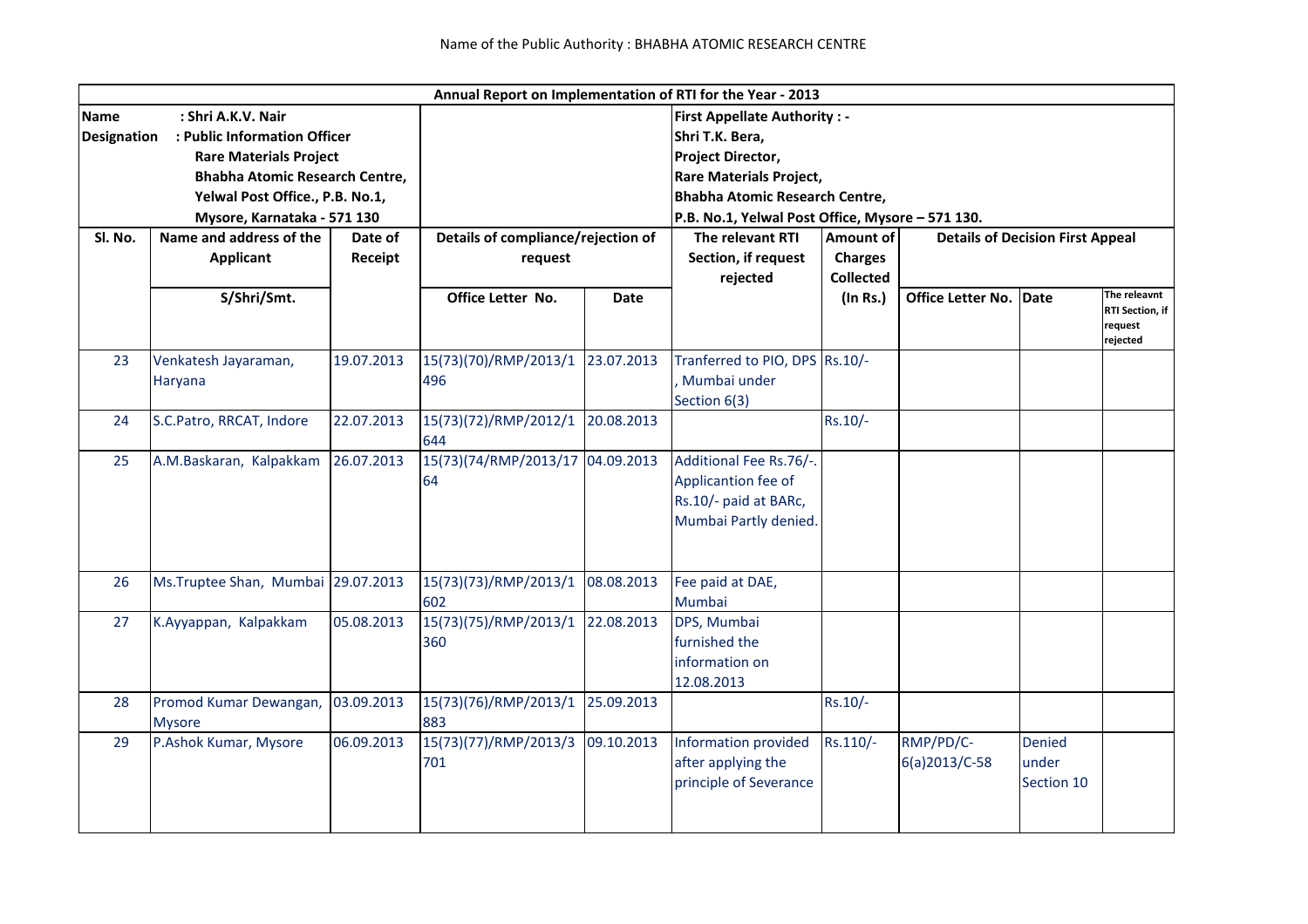Name of the Public Authority : BHABHA ATOMIC RESEARCH CENTRE

| Annual Report on Implementation of RTI for the Year - 2013 | | | | | | | | | |
|---|---|---|---|---|---|---|---|---|---|
| **Name** : Shri A.K.V. Nair<br>**Designation** : Public Information Officer<br>Rare Materials Project<br>Bhabha Atomic Research Centre,<br>Yelwal Post Office., P.B. No.1,<br>Mysore, Karnataka - 571 130 | | | | | **First Appellate Authority : -**<br>Shri T.K. Bera,<br>Project Director,<br>Rare Materials Project,<br>Bhabha Atomic Research Centre,<br>P.B. No.1, Yelwal Post Office, Mysore – 571 130. | | | | |
| **Sl. No.** | **Name and address of the Applicant** | **Date of Receipt** | **Details of compliance/rejection of request** | | **The relevant RTI Section, if request rejected** | **Amount of Charges Collected** | **Details of Decision First Appeal** | | |
| | **S/Shri/Smt.** | | **Office Letter No.** | **Date** | | **(In Rs.)** | **Office Letter No.** | **Date** | **The releavnt RTI Section, if request rejected** |
| 23 | Venkatesh Jayaraman, Haryana | 19.07.2013 | 15(73)(70)/RMP/2013/1496 | 23.07.2013 | Tranferred to PIO, DPS , Mumbai under Section 6(3) | Rs.10/- | | | |
| 24 | S.C.Patro, RRCAT, Indore | 22.07.2013 | 15(73)(72)/RMP/2012/1644 | 20.08.2013 | | Rs.10/- | | | |
| 25 | A.M.Baskaran, Kalpakkam | 26.07.2013 | 15(73)(74/RMP/2013/1764 | 04.09.2013 | Additional Fee Rs.76/-. Applicantion fee of Rs.10/- paid at BARc, Mumbai Partly denied. | | | | |
| 26 | Ms.Truptee Shan, Mumbai | 29.07.2013 | 15(73)(73)/RMP/2013/1602 | 08.08.2013 | Fee paid at DAE, Mumbai | | | | |
| 27 | K.Ayyappan, Kalpakkam | 05.08.2013 | 15(73)(75)/RMP/2013/1360 | 22.08.2013 | DPS, Mumbai furnished the information on 12.08.2013 | | | | |
| 28 | Promod Kumar Dewangan, Mysore | 03.09.2013 | 15(73)(76)/RMP/2013/1883 | 25.09.2013 | | Rs.10/- | | | |
| 29 | P.Ashok Kumar, Mysore | 06.09.2013 | 15(73)(77)/RMP/2013/3701 | 09.10.2013 | Information provided after applying the principle of Severance | Rs.110/- | RMP/PD/C-6(a)2013/C-58 | Denied under Section 10 | |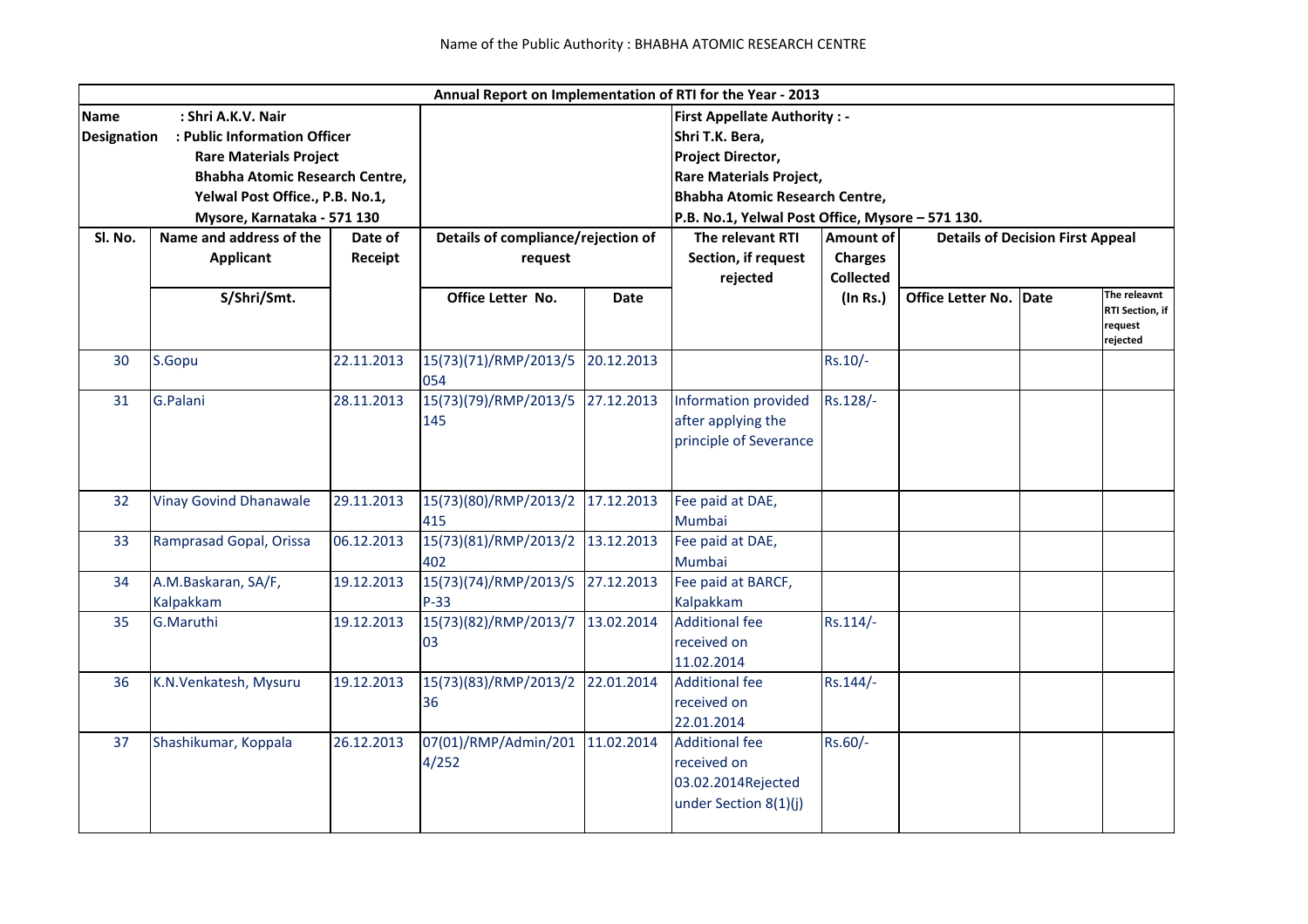Name of the Public Authority : BHABHA ATOMIC RESEARCH CENTRE

| Annual Report on Implementation of RTI for the Year - 2013 | | | | | | | | | |
|---|---|---|---|---|---|---|---|---|---|
| **Name** : Shri A.K.V. Nair<br>**Designation** : Public Information Officer<br>Rare Materials Project<br>Bhabha Atomic Research Centre,<br>Yelwal Post Office., P.B. No.1,<br>Mysore, Karnataka - 571 130 | | | | | **First Appellate Authority : -**<br>Shri T.K. Bera,<br>Project Director,<br>Rare Materials Project,<br>Bhabha Atomic Research Centre,<br>P.B. No.1, Yelwal Post Office, Mysore – 571 130. | | | | |
| Sl. No. | Name and address of the Applicant | Date of Receipt | Details of compliance/rejection of request | | The relevant RTI Section, if request rejected | Amount of Charges Collected | Details of Decision First Appeal | | |
| | S/Shri/Smt. | | Office Letter No. | Date | | (In Rs.) | Office Letter No. | Date | The releavnt RTI Section, if request rejected |
| 30 | S.Gopu | 22.11.2013 | 15(73)(71)/RMP/2013/5054 | 20.12.2013 | | Rs.10/- | | | |
| 31 | G.Palani | 28.11.2013 | 15(73)(79)/RMP/2013/5145 | 27.12.2013 | Information provided after applying the principle of Severance | Rs.128/- | | | |
| 32 | Vinay Govind Dhanawale | 29.11.2013 | 15(73)(80)/RMP/2013/2415 | 17.12.2013 | Fee paid at DAE, Mumbai | | | | |
| 33 | Ramprasad Gopal, Orissa | 06.12.2013 | 15(73)(81)/RMP/2013/2402 | 13.12.2013 | Fee paid at DAE, Mumbai | | | | |
| 34 | A.M.Baskaran, SA/F, Kalpakkam | 19.12.2013 | 15(73)(74)/RMP/2013/SP-33 | 27.12.2013 | Fee paid at BARCF, Kalpakkam | | | | |
| 35 | G.Maruthi | 19.12.2013 | 15(73)(82)/RMP/2013/703 | 13.02.2014 | Additional fee received on 11.02.2014 | Rs.114/- | | | |
| 36 | K.N.Venkatesh, Mysuru | 19.12.2013 | 15(73)(83)/RMP/2013/236 | 22.01.2014 | Additional fee received on 22.01.2014 | Rs.144/- | | | |
| 37 | Shashikumar, Koppala | 26.12.2013 | 07(01)/RMP/Admin/2014/252 | 11.02.2014 | Additional fee received on 03.02.2014Rejected under Section 8(1)(j) | Rs.60/- | | | |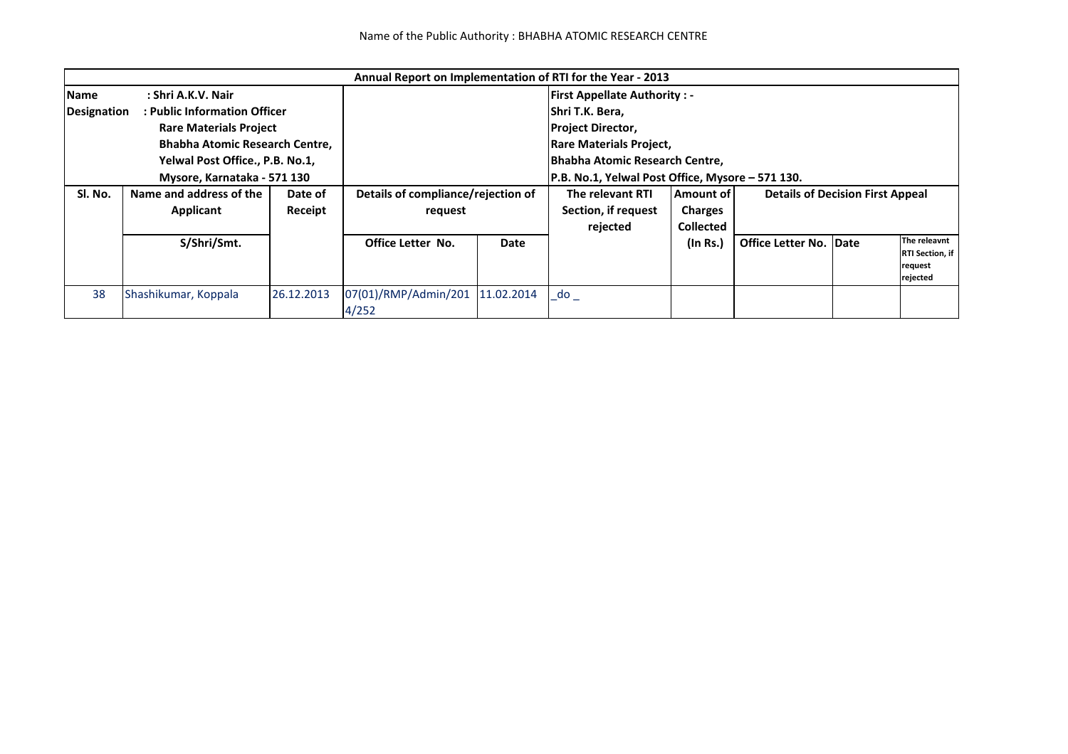Name of the Public Authority : BHABHA ATOMIC RESEARCH CENTRE

| Annual Report on Implementation of RTI for the Year - 2013 | | | | | | | | | |
|---|---|---|---|---|---|---|---|---|---|
| **Name** : Shri A.K.V. Nair<br>**Designation** : Public Information Officer<br>Rare Materials Project<br>Bhabha Atomic Research Centre,<br>Yelwal Post Office., P.B. No.1,<br>Mysore, Karnataka - 571 130 | | | | | **First Appellate Authority : -**<br>Shri T.K. Bera,<br>Project Director,<br>Rare Materials Project,<br>Bhabha Atomic Research Centre,<br>P.B. No.1, Yelwal Post Office, Mysore – 571 130. | | | | |
| **Sl. No.** | **Name and address of the Applicant** | **Date of Receipt** | **Details of compliance/rejection of request** | | **The relevant RTI Section, if request rejected** | **Amount of Charges Collected** | **Details of Decision First Appeal** | | |
| | **S/Shri/Smt.** | | **Office Letter No.** | **Date** | | **(In Rs.)** | **Office Letter No.** | **Date** | **The releavnt RTI Section, if request rejected** |
| 38 | Shashikumar, Koppala | 26.12.2013 | 07(01)/RMP/Admin/2014/252 | 11.02.2014 | _do _ | | | | |